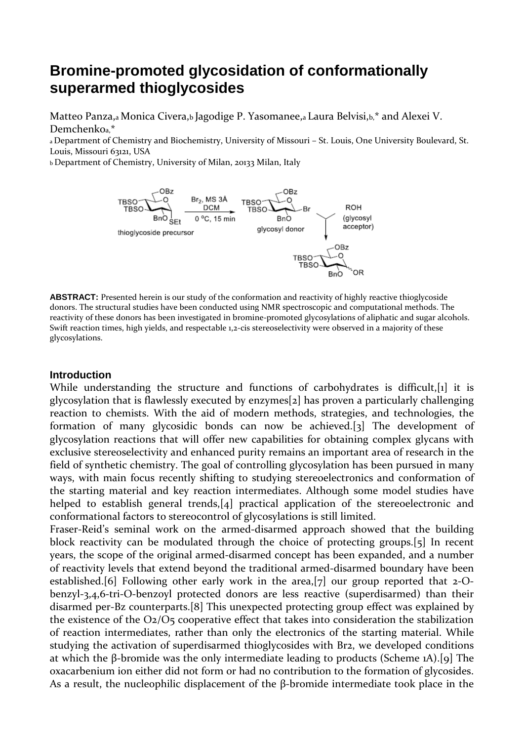# Bromine-promoted glycosidation of conformationally superarmed thioglycosides

Matteo Panza,[a] Monica Civera,[b] Jagodige P. Yasomanee,[a] Laura Belvisi,[b,*] and Alexei V. Demchenko[a,*]

[a] Department of Chemistry and Biochemistry, University of Missouri – St. Louis, One University Boulevard, St. Louis, Missouri 63121, USA

[b] Department of Chemistry, University of Milan, 20133 Milan, Italy

**ABSTRACT:** Presented herein is our study of the conformation and reactivity of highly reactive thioglycoside donors. The structural studies have been conducted using NMR spectroscopic and computational methods. The reactivity of these donors has been investigated in bromine-promoted glycosylations of aliphatic and sugar alcohols. Swift reaction times, high yields, and respectable 1,2-cis stereoselectivity were observed in a majority of these glycosylations.

### Introduction

While understanding the structure and functions of carbohydrates is difficult,[1] it is glycosylation that is flawlessly executed by enzymes[2] has proven a particularly challenging reaction to chemists. With the aid of modern methods, strategies, and technologies, the formation of many glycosidic bonds can now be achieved.[3] The development of glycosylation reactions that will offer new capabilities for obtaining complex glycans with exclusive stereoselectivity and enhanced purity remains an important area of research in the field of synthetic chemistry. The goal of controlling glycosylation has been pursued in many ways, with main focus recently shifting to studying stereoelectronics and conformation of the starting material and key reaction intermediates. Although some model studies have helped to establish general trends,[4] practical application of the stereoelectronic and conformational factors to stereocontrol of glycosylations is still limited.

Fraser-Reid's seminal work on the armed-disarmed approach showed that the building block reactivity can be modulated through the choice of protecting groups.[5] In recent years, the scope of the original armed-disarmed concept has been expanded, and a number of reactivity levels that extend beyond the traditional armed-disarmed boundary have been established.[6] Following other early work in the area,[7] our group reported that 2-O-benzyl-3,4,6-tri-O-benzoyl protected donors are less reactive (superdisarmed) than their disarmed per-Bz counterparts.[8] This unexpected protecting group effect was explained by the existence of the O2/O5 cooperative effect that takes into consideration the stabilization of reaction intermediates, rather than only the electronics of the starting material. While studying the activation of superdisarmed thioglycosides with $Br_2$, we developed conditions at which the β-bromide was the only intermediate leading to products (Scheme 1A).[9] The oxacarbenium ion either did not form or had no contribution to the formation of glycosides. As a result, the nucleophilic displacement of the β-bromide intermediate took place in the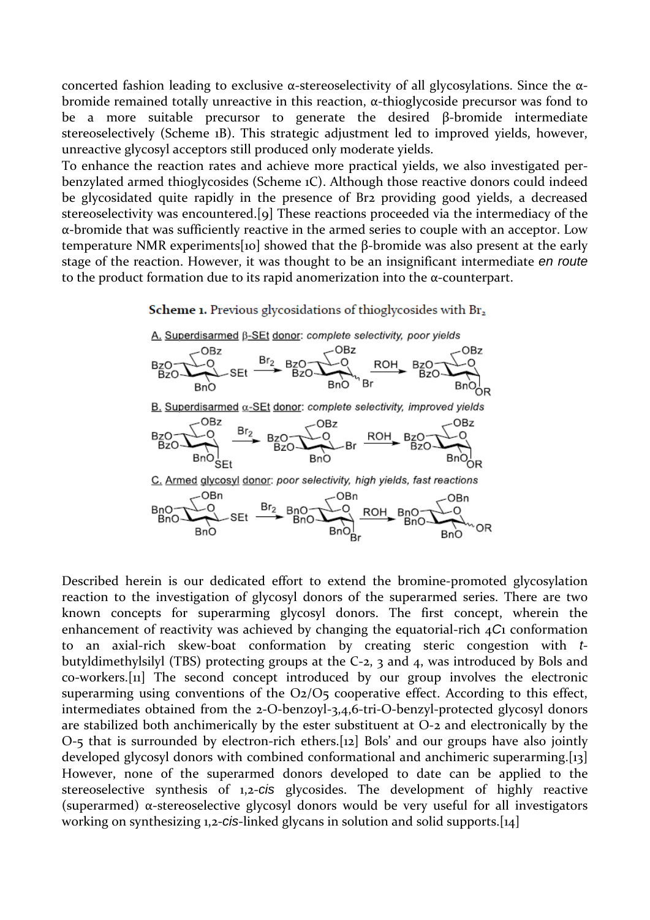concerted fashion leading to exclusive α-stereoselectivity of all glycosylations. Since the α-bromide remained totally unreactive in this reaction, α-thioglycoside precursor was fond to be a more suitable precursor to generate the desired β-bromide intermediate stereoselectively (Scheme 1B). This strategic adjustment led to improved yields, however, unreactive glycosyl acceptors still produced only moderate yields.

To enhance the reaction rates and achieve more practical yields, we also investigated per-benzylated armed thioglycosides (Scheme 1C). Although those reactive donors could indeed be glycosidated quite rapidly in the presence of $Br_2$ providing good yields, a decreased stereoselectivity was encountered.[9] These reactions proceeded via the intermediacy of the α-bromide that was sufficiently reactive in the armed series to couple with an acceptor. Low temperature NMR experiments[10] showed that the β-bromide was also present at the early stage of the reaction. However, it was thought to be an insignificant intermediate *en route* to the product formation due to its rapid anomerization into the α-counterpart.

**Scheme 1.** Previous glycosidations of thioglycosides with $Br_2$

A. Superdisarmed β-SEt donor: *complete selectivity, poor yields*

B. Superdisarmed α-SEt donor: *complete selectivity, improved yields*

C. Armed glycosyl donor: *poor selectivity, high yields, fast reactions*

Described herein is our dedicated effort to extend the bromine-promoted glycosylation reaction to the investigation of glycosyl donors of the superarmed series. There are two known concepts for superarming glycosyl donors. The first concept, wherein the enhancement of reactivity was achieved by changing the equatorial-rich $^4C_1$ conformation to an axial-rich skew-boat conformation by creating steric congestion with *t*-butyldimethylsilyl (TBS) protecting groups at the C-2, 3 and 4, was introduced by Bols and co-workers.[11] The second concept introduced by our group involves the electronic superarming using conventions of the O2/O5 cooperative effect. According to this effect, intermediates obtained from the 2-O-benzoyl-3,4,6-tri-O-benzyl-protected glycosyl donors are stabilized both anchimerically by the ester substituent at O-2 and electronically by the O-5 that is surrounded by electron-rich ethers.[12] Bols' and our groups have also jointly developed glycosyl donors with combined conformational and anchimeric superarming.[13] However, none of the superarmed donors developed to date can be applied to the stereoselective synthesis of 1,2-*cis* glycosides. The development of highly reactive (superarmed) α-stereoselective glycosyl donors would be very useful for all investigators working on synthesizing 1,2-*cis*-linked glycans in solution and solid supports.[14]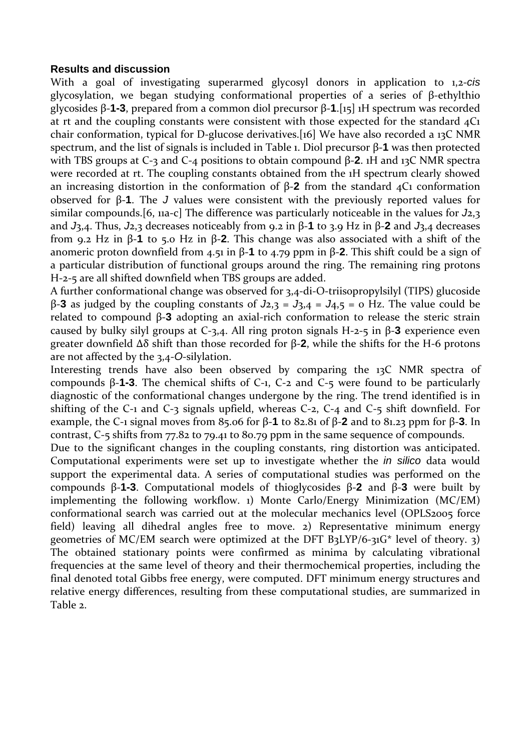### Results and discussion

With a goal of investigating superarmed glycosyl donors in application to 1,2-*cis* glycosylation, we began studying conformational properties of a series of β-ethylthio glycosides β-**1-3**, prepared from a common diol precursor β-**1**.[15] 1H spectrum was recorded at rt and the coupling constants were consistent with those expected for the standard $^4C_1$ chair conformation, typical for D-glucose derivatives.[16] We have also recorded a 13C NMR spectrum, and the list of signals is included in Table 1. Diol precursor β-**1** was then protected with TBS groups at C-3 and C-4 positions to obtain compound β-**2**. 1H and 13C NMR spectra were recorded at rt. The coupling constants obtained from the 1H spectrum clearly showed an increasing distortion in the conformation of β-**2** from the standard $^4C_1$ conformation observed for β-**1**. The *J* values were consistent with the previously reported values for similar compounds.[6, 11a-c] The difference was particularly noticeable in the values for $J_{2,3}$ and $J_{3,4}$. Thus, $J_{2,3}$ decreases noticeably from 9.2 in β-**1** to 3.9 Hz in β-**2** and $J_{3,4}$ decreases from 9.2 Hz in β-**1** to 5.0 Hz in β-**2**. This change was also associated with a shift of the anomeric proton downfield from 4.51 in β-**1** to 4.79 ppm in β-**2**. This shift could be a sign of a particular distribution of functional groups around the ring. The remaining ring protons H-2-5 are all shifted downfield when TBS groups are added.

A further conformational change was observed for 3,4-di-O-triisopropylsilyl (TIPS) glucoside β-**3** as judged by the coupling constants of $J_{2,3} = J_{3,4} = J_{4,5} = 0$ Hz. The value could be related to compound β-**3** adopting an axial-rich conformation to release the steric strain caused by bulky silyl groups at C-3,4. All ring proton signals H-2-5 in β-**3** experience even greater downfield Δδ shift than those recorded for β-**2**, while the shifts for the H-6 protons are not affected by the 3,4-*O*-silylation.

Interesting trends have also been observed by comparing the 13C NMR spectra of compounds β-**1-3**. The chemical shifts of C-1, C-2 and C-5 were found to be particularly diagnostic of the conformational changes undergone by the ring. The trend identified is in shifting of the C-1 and C-3 signals upfield, whereas C-2, C-4 and C-5 shift downfield. For example, the C-1 signal moves from 85.06 for β-**1** to 82.81 of β-**2** and to 81.23 ppm for β-**3**. In contrast, C-5 shifts from 77.82 to 79.41 to 80.79 ppm in the same sequence of compounds.

Due to the significant changes in the coupling constants, ring distortion was anticipated. Computational experiments were set up to investigate whether the *in silico* data would support the experimental data. A series of computational studies was performed on the compounds β-**1-3**. Computational models of thioglycosides β-**2** and β-**3** were built by implementing the following workflow. 1) Monte Carlo/Energy Minimization (MC/EM) conformational search was carried out at the molecular mechanics level (OPLS2005 force field) leaving all dihedral angles free to move. 2) Representative minimum energy geometries of MC/EM search were optimized at the DFT B3LYP/6-31G* level of theory. 3) The obtained stationary points were confirmed as minima by calculating vibrational frequencies at the same level of theory and their thermochemical properties, including the final denoted total Gibbs free energy, were computed. DFT minimum energy structures and relative energy differences, resulting from these computational studies, are summarized in Table 2.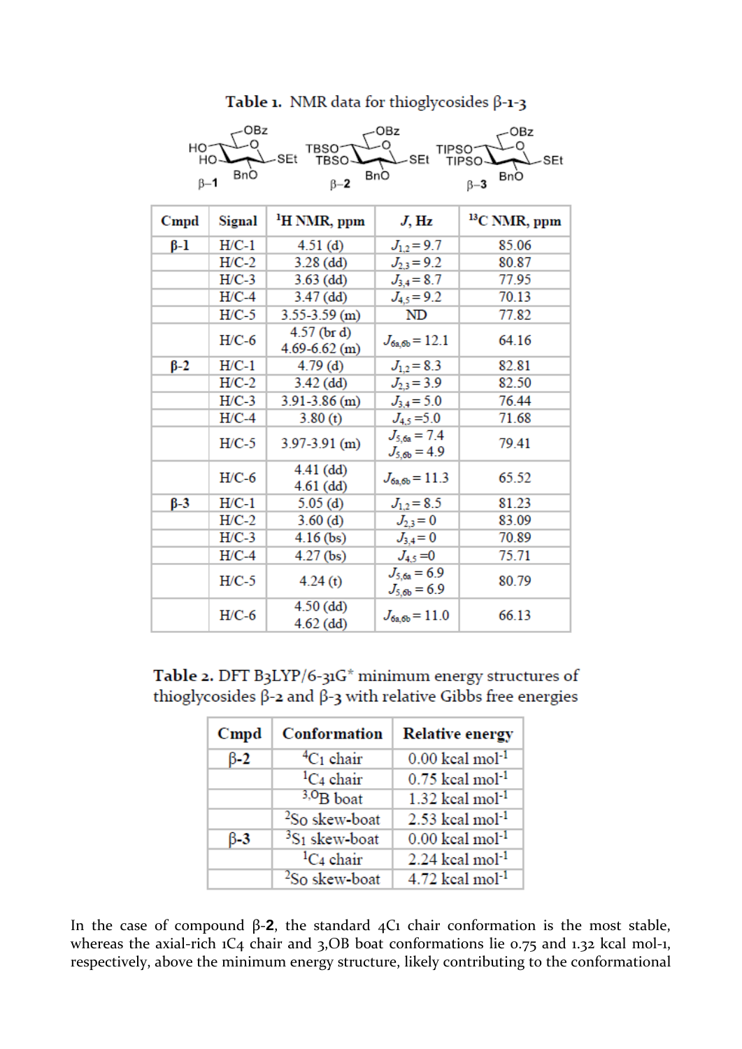**Table 1.** NMR data for thioglycosides β-**1**-**3**

| Cmpd | Signal | $^1$H NMR, ppm | *J*, Hz | $^{13}$C NMR, ppm |
|---|---|---|---|---|
| β-1 | H/C-1 | 4.51 (d) | $J_{1,2} = 9.7$ | 85.06 |
| | H/C-2 | 3.28 (dd) | $J_{2,3} = 9.2$ | 80.87 |
| | H/C-3 | 3.63 (dd) | $J_{3,4} = 8.7$ | 77.95 |
| | H/C-4 | 3.47 (dd) | $J_{4,5} = 9.2$ | 70.13 |
| | H/C-5 | 3.55-3.59 (m) | ND | 77.82 |
| | H/C-6 | 4.57 (br d) 4.69-6.62 (m) | $J_{6a,6b} = 12.1$ | 64.16 |
| β-2 | H/C-1 | 4.79 (d) | $J_{1,2} = 8.3$ | 82.81 |
| | H/C-2 | 3.42 (dd) | $J_{2,3} = 3.9$ | 82.50 |
| | H/C-3 | 3.91-3.86 (m) | $J_{3,4} = 5.0$ | 76.44 |
| | H/C-4 | 3.80 (t) | $J_{4,5} = 5.0$ | 71.68 |
| | H/C-5 | 3.97-3.91 (m) | $J_{5,6a} = 7.4$ $J_{5,6b} = 4.9$ | 79.41 |
| | H/C-6 | 4.41 (dd) 4.61 (dd) | $J_{6a,6b} = 11.3$ | 65.52 |
| β-3 | H/C-1 | 5.05 (d) | $J_{1,2} = 8.5$ | 81.23 |
| | H/C-2 | 3.60 (d) | $J_{2,3} = 0$ | 83.09 |
| | H/C-3 | 4.16 (bs) | $J_{3,4} = 0$ | 70.89 |
| | H/C-4 | 4.27 (bs) | $J_{4,5} = 0$ | 75.71 |
| | H/C-5 | 4.24 (t) | $J_{5,6a} = 6.9$ $J_{5,6b} = 6.9$ | 80.79 |
| | H/C-6 | 4.50 (dd) 4.62 (dd) | $J_{6a,6b} = 11.0$ | 66.13 |

**Table 2.** DFT B3LYP/6-31G* minimum energy structures of thioglycosides β-**2** and β-**3** with relative Gibbs free energies

| Cmpd | Conformation | Relative energy |
|---|---|---|
| β-2 | $^4C_1$ chair | 0.00 kcal mol$^{-1}$ |
| | $^1C_4$ chair | 0.75 kcal mol$^{-1}$ |
| | $^{3,O}B$ boat | 1.32 kcal mol$^{-1}$ |
| | $^2S_O$ skew-boat | 2.53 kcal mol$^{-1}$ |
| β-3 | $^3S_1$ skew-boat | 0.00 kcal mol$^{-1}$ |
| | $^1C_4$ chair | 2.24 kcal mol$^{-1}$ |
| | $^2S_O$ skew-boat | 4.72 kcal mol$^{-1}$ |

In the case of compound β-**2**, the standard $^4C_1$ chair conformation is the most stable, whereas the axial-rich $^1C_4$ chair and $^{3,O}B$ boat conformations lie 0.75 and 1.32 kcal mol$^{-1}$, respectively, above the minimum energy structure, likely contributing to the conformational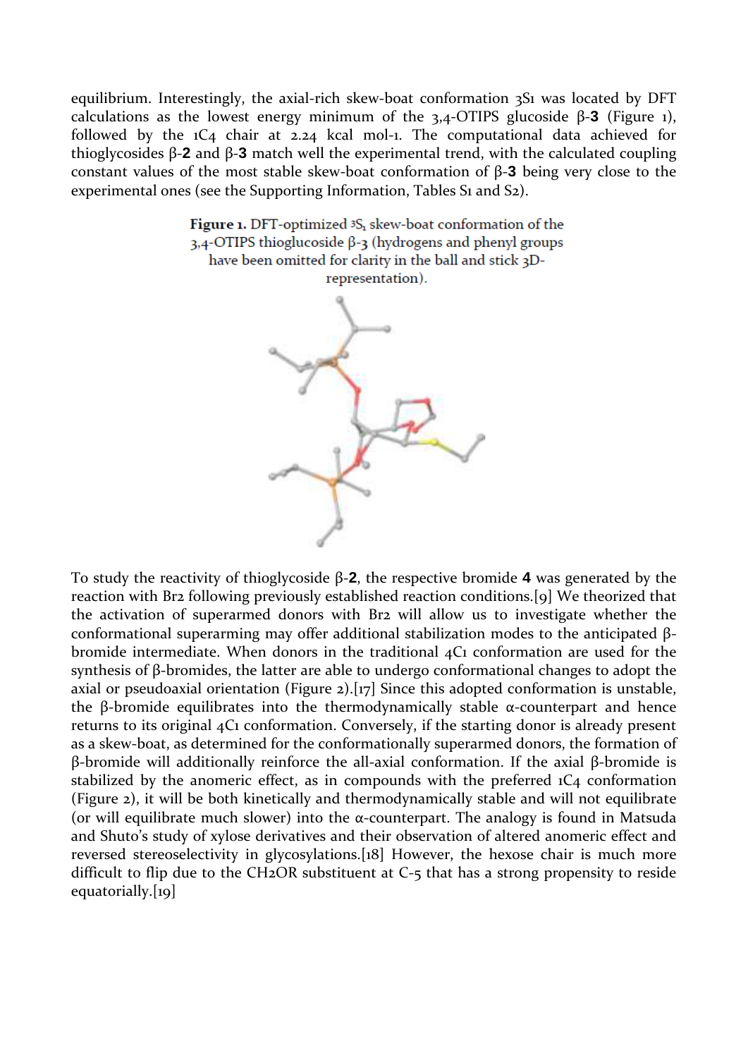equilibrium. Interestingly, the axial-rich skew-boat conformation $^3S_1$ was located by DFT calculations as the lowest energy minimum of the 3,4-OTIPS glucoside β-**3** (Figure 1), followed by the $^1C_4$ chair at 2.24 kcal mol-1. The computational data achieved for thioglycosides β-**2** and β-**3** match well the experimental trend, with the calculated coupling constant values of the most stable skew-boat conformation of β-**3** being very close to the experimental ones (see the Supporting Information, Tables S1 and S2).

**Figure 1.** DFT-optimized $^3S_1$ skew-boat conformation of the 3,4-OTIPS thioglucoside β-3 (hydrogens and phenyl groups have been omitted for clarity in the ball and stick 3D-representation).

To study the reactivity of thioglycoside β-**2**, the respective bromide **4** was generated by the reaction with $Br_2$ following previously established reaction conditions.[9] We theorized that the activation of superarmed donors with $Br_2$ will allow us to investigate whether the conformational superarming may offer additional stabilization modes to the anticipated β-bromide intermediate. When donors in the traditional $^4C_1$ conformation are used for the synthesis of β-bromides, the latter are able to undergo conformational changes to adopt the axial or pseudoaxial orientation (Figure 2).[17] Since this adopted conformation is unstable, the β-bromide equilibrates into the thermodynamically stable α-counterpart and hence returns to its original $^4C_1$ conformation. Conversely, if the starting donor is already present as a skew-boat, as determined for the conformationally superarmed donors, the formation of β-bromide will additionally reinforce the all-axial conformation. If the axial β-bromide is stabilized by the anomeric effect, as in compounds with the preferred $^1C_4$ conformation (Figure 2), it will be both kinetically and thermodynamically stable and will not equilibrate (or will equilibrate much slower) into the α-counterpart. The analogy is found in Matsuda and Shuto's study of xylose derivatives and their observation of altered anomeric effect and reversed stereoselectivity in glycosylations.[18] However, the hexose chair is much more difficult to flip due to the $CH_2OR$ substituent at C-5 that has a strong propensity to reside equatorially.[19]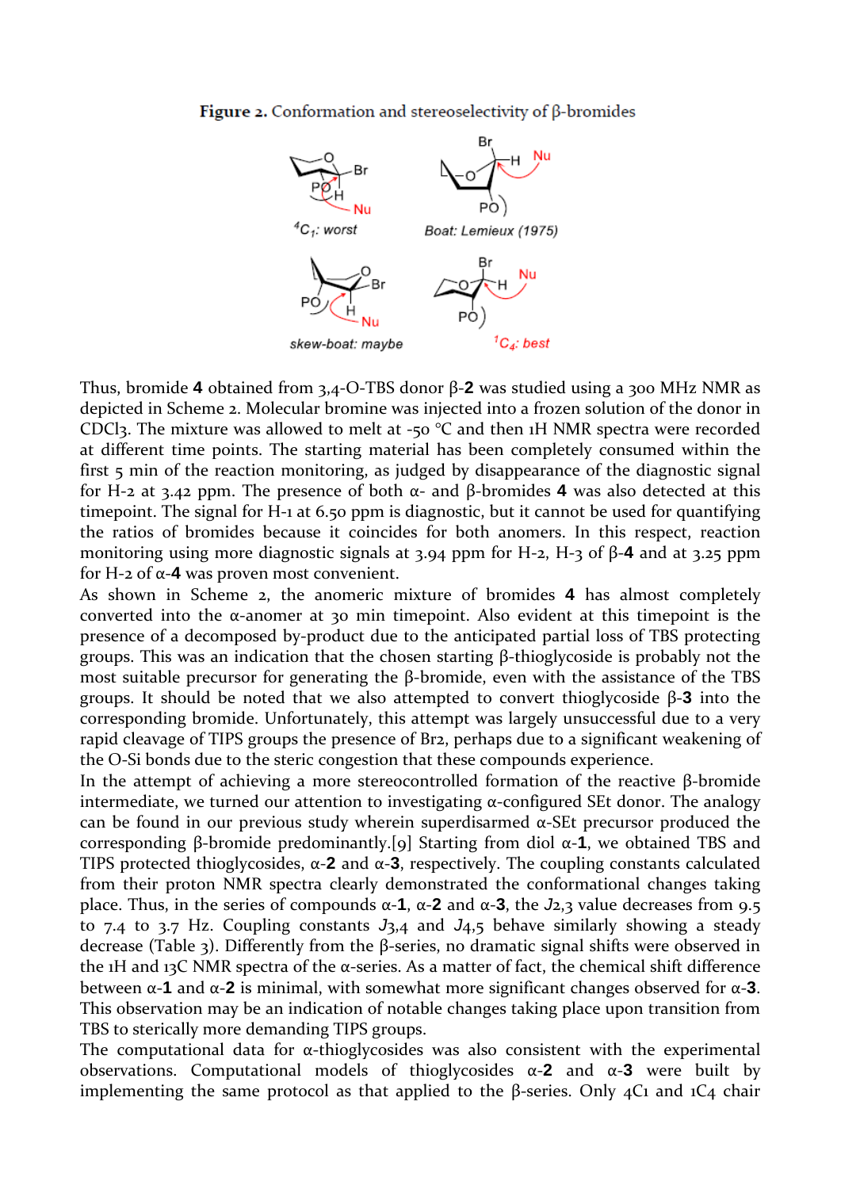**Figure 2.** Conformation and stereoselectivity of β-bromides

Thus, bromide **4** obtained from 3,4-O-TBS donor β-**2** was studied using a 300 MHz NMR as depicted in Scheme 2. Molecular bromine was injected into a frozen solution of the donor in $CDCl_3$. The mixture was allowed to melt at -50 °C and then 1H NMR spectra were recorded at different time points. The starting material has been completely consumed within the first 5 min of the reaction monitoring, as judged by disappearance of the diagnostic signal for H-2 at 3.42 ppm. The presence of both α- and β-bromides **4** was also detected at this timepoint. The signal for H-1 at 6.50 ppm is diagnostic, but it cannot be used for quantifying the ratios of bromides because it coincides for both anomers. In this respect, reaction monitoring using more diagnostic signals at 3.94 ppm for H-2, H-3 of β-**4** and at 3.25 ppm for H-2 of α-**4** was proven most convenient.

As shown in Scheme 2, the anomeric mixture of bromides **4** has almost completely converted into the α-anomer at 30 min timepoint. Also evident at this timepoint is the presence of a decomposed by-product due to the anticipated partial loss of TBS protecting groups. This was an indication that the chosen starting β-thioglycoside is probably not the most suitable precursor for generating the β-bromide, even with the assistance of the TBS groups. It should be noted that we also attempted to convert thioglycoside β-**3** into the corresponding bromide. Unfortunately, this attempt was largely unsuccessful due to a very rapid cleavage of TIPS groups the presence of $Br_2$, perhaps due to a significant weakening of the O-Si bonds due to the steric congestion that these compounds experience.

In the attempt of achieving a more stereocontrolled formation of the reactive β-bromide intermediate, we turned our attention to investigating α-configured SEt donor. The analogy can be found in our previous study wherein superdisarmed α-SEt precursor produced the corresponding β-bromide predominantly.[9] Starting from diol α-**1**, we obtained TBS and TIPS protected thioglycosides, α-**2** and α-**3**, respectively. The coupling constants calculated from their proton NMR spectra clearly demonstrated the conformational changes taking place. Thus, in the series of compounds α-**1**, α-**2** and α-**3**, the $J_{2,3}$ value decreases from 9.5 to 7.4 to 3.7 Hz. Coupling constants $J_{3,4}$ and $J_{4,5}$ behave similarly showing a steady decrease (Table 3). Differently from the β-series, no dramatic signal shifts were observed in the 1H and 13C NMR spectra of the α-series. As a matter of fact, the chemical shift difference between α-**1** and α-**2** is minimal, with somewhat more significant changes observed for α-**3**. This observation may be an indication of notable changes taking place upon transition from TBS to sterically more demanding TIPS groups.

The computational data for α-thioglycosides was also consistent with the experimental observations. Computational models of thioglycosides α-**2** and α-**3** were built by implementing the same protocol as that applied to the β-series. Only $^4C_1$ and $^1C_4$ chair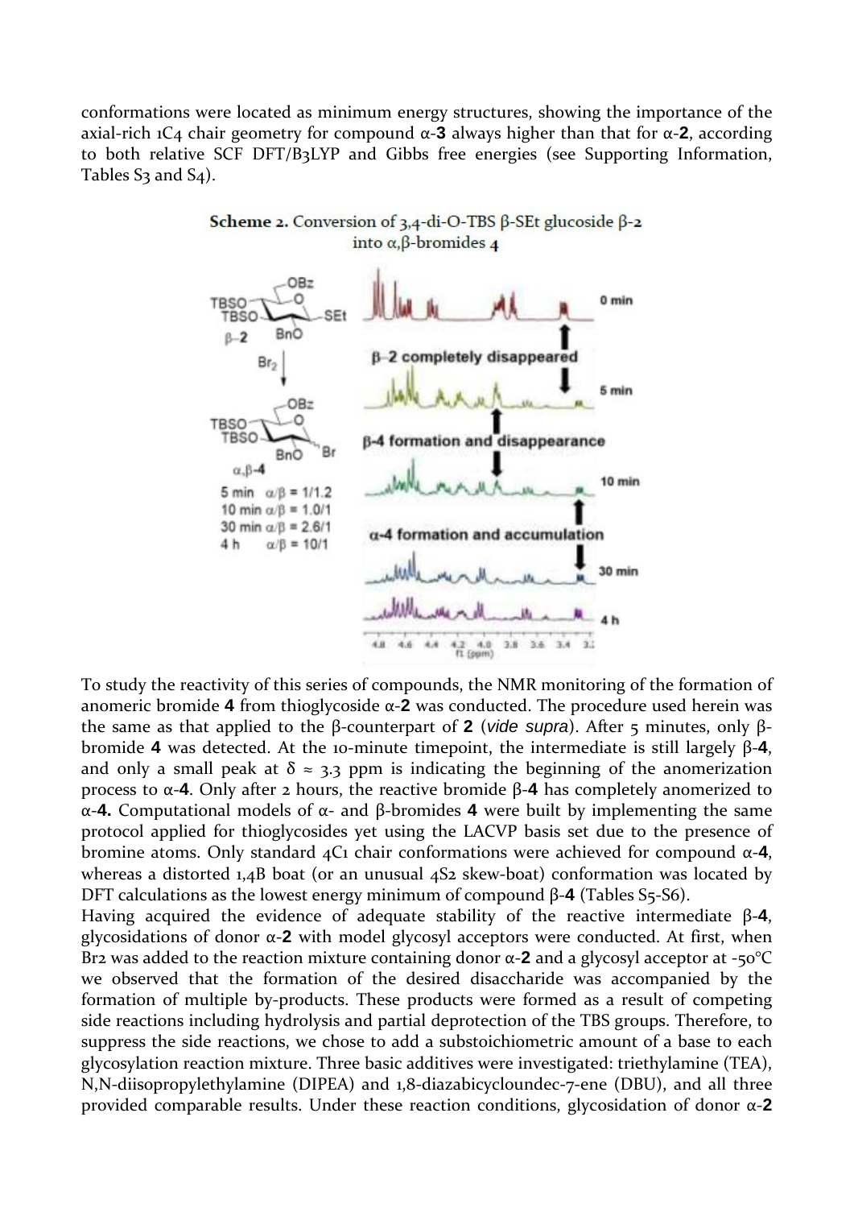conformations were located as minimum energy structures, showing the importance of the axial-rich $^1C_4$ chair geometry for compound α-**3** always higher than that for α-**2**, according to both relative SCF DFT/B3LYP and Gibbs free energies (see Supporting Information, Tables S3 and S4).

**Scheme 2.** Conversion of 3,4-di-O-TBS β-SEt glucoside β-**2** into α,β-bromides **4**

To study the reactivity of this series of compounds, the NMR monitoring of the formation of anomeric bromide **4** from thioglycoside α-**2** was conducted. The procedure used herein was the same as that applied to the β-counterpart of **2** (*vide supra*). After 5 minutes, only β-bromide **4** was detected. At the 10-minute timepoint, the intermediate is still largely β-**4**, and only a small peak at δ ≈ 3.3 ppm is indicating the beginning of the anomerization process to α-**4**. Only after 2 hours, the reactive bromide β-**4** has completely anomerized to α-**4.** Computational models of α- and β-bromides **4** were built by implementing the same protocol applied for thioglycosides yet using the LACVP basis set due to the presence of bromine atoms. Only standard $^4C_1$ chair conformations were achieved for compound α-**4**, whereas a distorted $^{1,4}B$ boat (or an unusual $^4S_2$ skew-boat) conformation was located by DFT calculations as the lowest energy minimum of compound β-**4** (Tables S5-S6).

Having acquired the evidence of adequate stability of the reactive intermediate β-**4**, glycosidations of donor α-**2** with model glycosyl acceptors were conducted. At first, when $Br_2$ was added to the reaction mixture containing donor α-**2** and a glycosyl acceptor at -50°C we observed that the formation of the desired disaccharide was accompanied by the formation of multiple by-products. These products were formed as a result of competing side reactions including hydrolysis and partial deprotection of the TBS groups. Therefore, to suppress the side reactions, we chose to add a substoichiometric amount of a base to each glycosylation reaction mixture. Three basic additives were investigated: triethylamine (TEA), N,N-diisopropylethylamine (DIPEA) and 1,8-diazabicycloundec-7-ene (DBU), and all three provided comparable results. Under these reaction conditions, glycosidation of donor α-**2**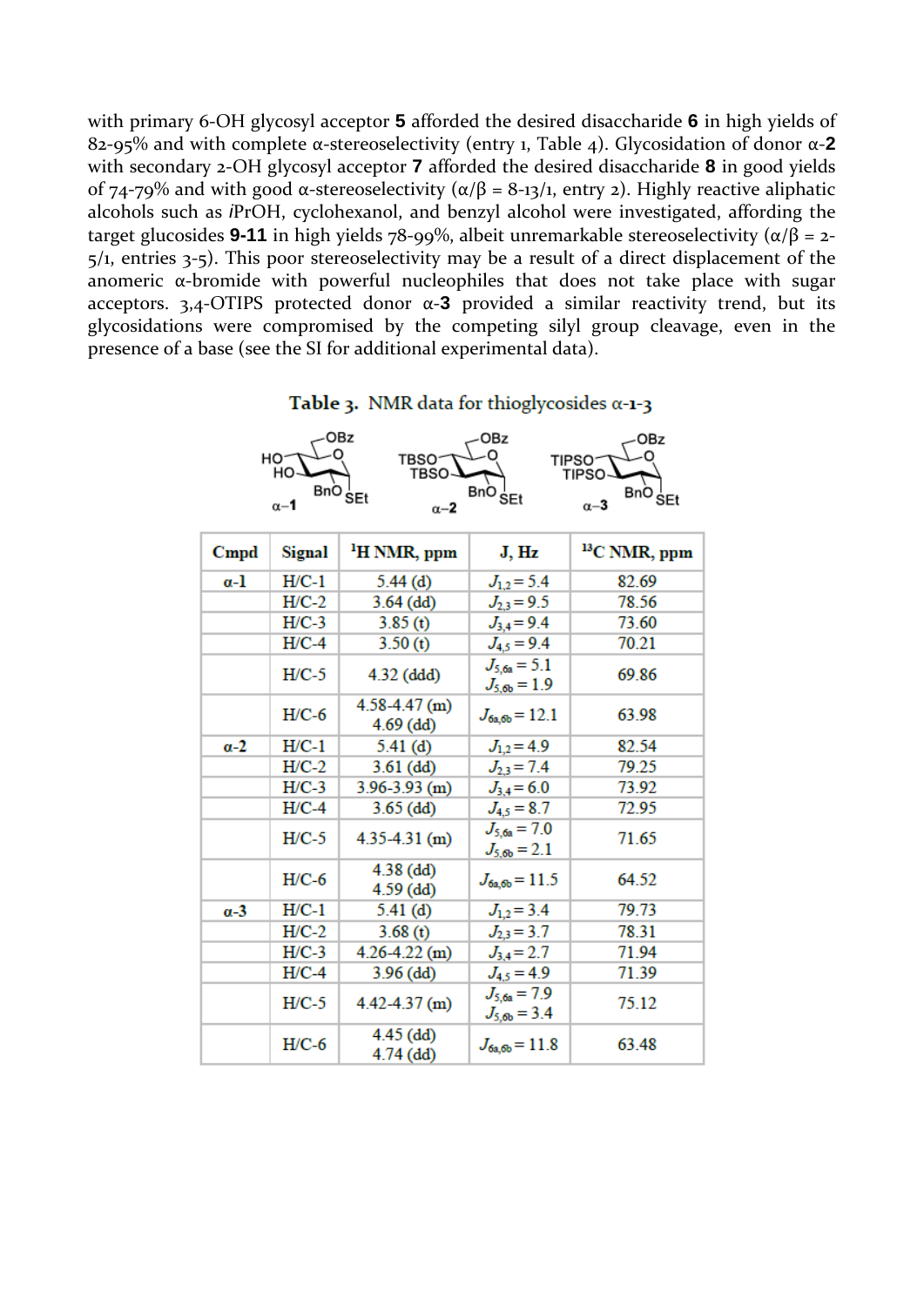with primary 6-OH glycosyl acceptor **5** afforded the desired disaccharide **6** in high yields of 82-95% and with complete α-stereoselectivity (entry 1, Table 4). Glycosidation of donor α-**2** with secondary 2-OH glycosyl acceptor **7** afforded the desired disaccharide **8** in good yields of 74-79% and with good α-stereoselectivity (α/β = 8-13/1, entry 2). Highly reactive aliphatic alcohols such as *i*PrOH, cyclohexanol, and benzyl alcohol were investigated, affording the target glucosides **9-11** in high yields 78-99%, albeit unremarkable stereoselectivity (α/β = 2-5/1, entries 3-5). This poor stereoselectivity may be a result of a direct displacement of the anomeric α-bromide with powerful nucleophiles that does not take place with sugar acceptors. 3,4-OTIPS protected donor α-**3** provided a similar reactivity trend, but its glycosidations were compromised by the competing silyl group cleavage, even in the presence of a base (see the SI for additional experimental data).

**Table 3.** NMR data for thioglycosides α-**1**-**3**

| Cmpd | Signal | $^{1}$H NMR, ppm | J, Hz | $^{13}$C NMR, ppm |
|---|---|---|---|---|
| α-1 | H/C-1 | 5.44 (d) | $J_{1,2} = 5.4$ | 82.69 |
| | H/C-2 | 3.64 (dd) | $J_{2,3} = 9.5$ | 78.56 |
| | H/C-3 | 3.85 (t) | $J_{3,4} = 9.4$ | 73.60 |
| | H/C-4 | 3.50 (t) | $J_{4,5} = 9.4$ | 70.21 |
| | H/C-5 | 4.32 (ddd) | $J_{5,6a} = 5.1$ $J_{5,6b} = 1.9$ | 69.86 |
| | H/C-6 | 4.58-4.47 (m) 4.69 (dd) | $J_{6a,6b} = 12.1$ | 63.98 |
| α-2 | H/C-1 | 5.41 (d) | $J_{1,2} = 4.9$ | 82.54 |
| | H/C-2 | 3.61 (dd) | $J_{2,3} = 7.4$ | 79.25 |
| | H/C-3 | 3.96-3.93 (m) | $J_{3,4} = 6.0$ | 73.92 |
| | H/C-4 | 3.65 (dd) | $J_{4,5} = 8.7$ | 72.95 |
| | H/C-5 | 4.35-4.31 (m) | $J_{5,6a} = 7.0$ $J_{5,6b} = 2.1$ | 71.65 |
| | H/C-6 | 4.38 (dd) 4.59 (dd) | $J_{6a,6b} = 11.5$ | 64.52 |
| α-3 | H/C-1 | 5.41 (d) | $J_{1,2} = 3.4$ | 79.73 |
| | H/C-2 | 3.68 (t) | $J_{2,3} = 3.7$ | 78.31 |
| | H/C-3 | 4.26-4.22 (m) | $J_{3,4} = 2.7$ | 71.94 |
| | H/C-4 | 3.96 (dd) | $J_{4,5} = 4.9$ | 71.39 |
| | H/C-5 | 4.42-4.37 (m) | $J_{5,6a} = 7.9$ $J_{5,6b} = 3.4$ | 75.12 |
| | H/C-6 | 4.45 (dd) 4.74 (dd) | $J_{6a,6b} = 11.8$ | 63.48 |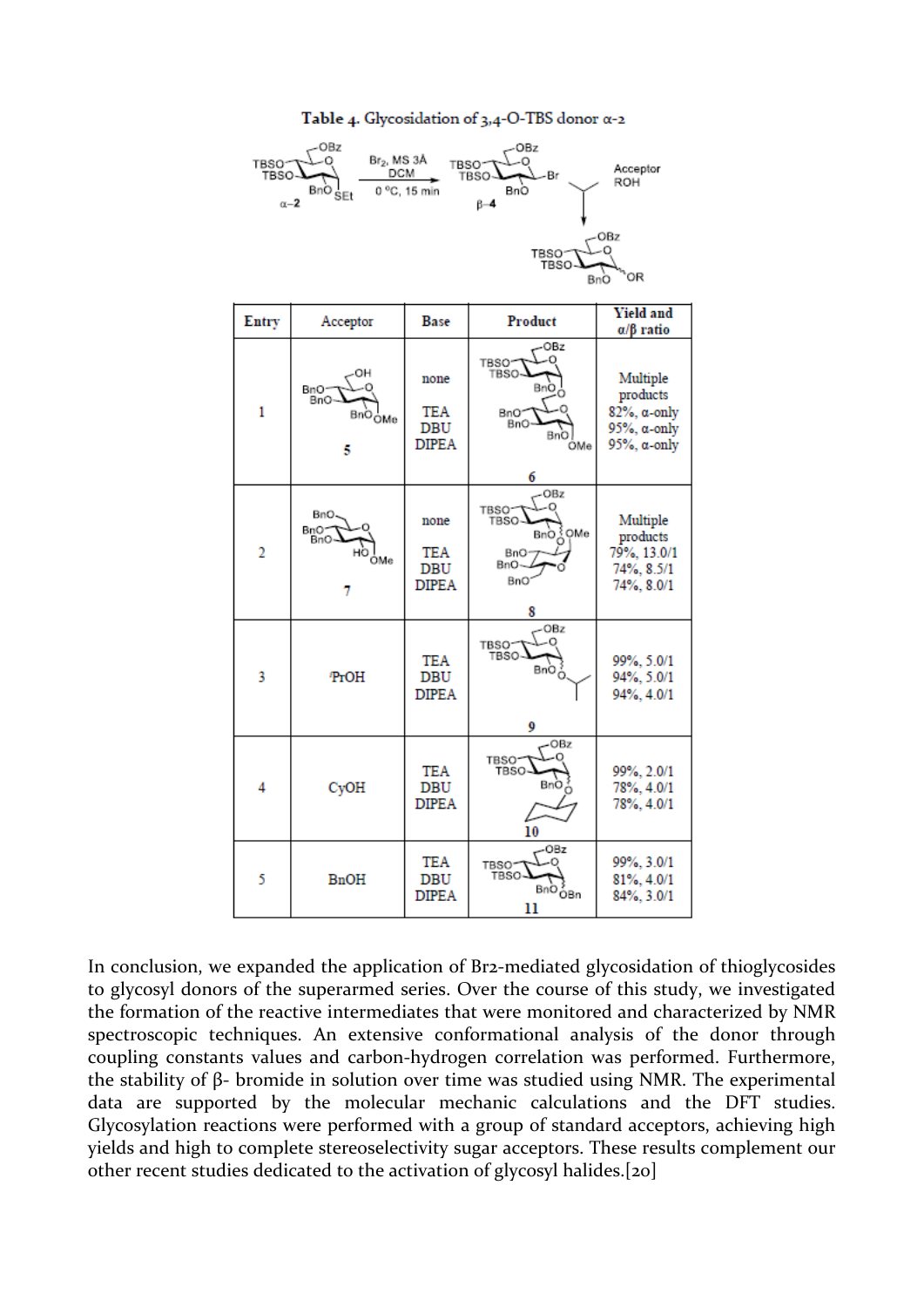**Table 4.** Glycosidation of 3,4-O-TBS donor α-2

| Entry | Acceptor | Base | Product | Yield and α/β ratio |
|---|---|---|---|---|
| 1 | 5 | none<br>TEA<br>DBU<br>DIPEA | 6 | Multiple products<br>82%, α-only<br>95%, α-only<br>95%, α-only |
| 2 | 7 | none<br>TEA<br>DBU<br>DIPEA | 8 | Multiple products<br>79%, 13.0/1<br>74%, 8.5/1<br>74%, 8.0/1 |
| 3 | $^i$PrOH | TEA<br>DBU<br>DIPEA | 9 | 99%, 5.0/1<br>94%, 5.0/1<br>94%, 4.0/1 |
| 4 | CyOH | TEA<br>DBU<br>DIPEA | 10 | 99%, 2.0/1<br>78%, 4.0/1<br>78%, 4.0/1 |
| 5 | BnOH | TEA<br>DBU<br>DIPEA | 11 | 99%, 3.0/1<br>81%, 4.0/1<br>84%, 3.0/1 |

In conclusion, we expanded the application of Br2-mediated glycosidation of thioglycosides to glycosyl donors of the superarmed series. Over the course of this study, we investigated the formation of the reactive intermediates that were monitored and characterized by NMR spectroscopic techniques. An extensive conformational analysis of the donor through coupling constants values and carbon-hydrogen correlation was performed. Furthermore, the stability of β- bromide in solution over time was studied using NMR. The experimental data are supported by the molecular mechanic calculations and the DFT studies. Glycosylation reactions were performed with a group of standard acceptors, achieving high yields and high to complete stereoselectivity sugar acceptors. These results complement our other recent studies dedicated to the activation of glycosyl halides.[20]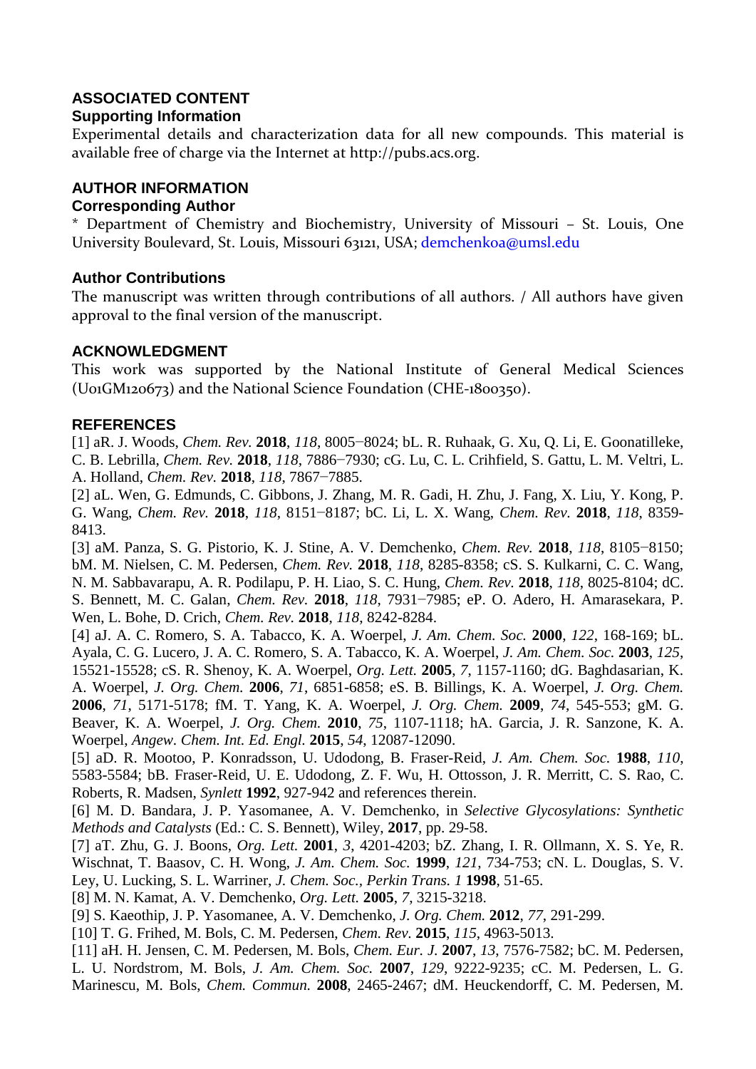## ASSOCIATED CONTENT

### Supporting Information

Experimental details and characterization data for all new compounds. This material is available free of charge via the Internet at http://pubs.acs.org.

## AUTHOR INFORMATION

### Corresponding Author

\* Department of Chemistry and Biochemistry, University of Missouri – St. Louis, One University Boulevard, St. Louis, Missouri 63121, USA; demchenkoa@umsl.edu

### Author Contributions

The manuscript was written through contributions of all authors. / All authors have given approval to the final version of the manuscript.

## ACKNOWLEDGMENT

This work was supported by the National Institute of General Medical Sciences (U01GM120673) and the National Science Foundation (CHE-1800350).

## REFERENCES

[1] aR. J. Woods, *Chem. Rev.* **2018**, *118*, 8005−8024; bL. R. Ruhaak, G. Xu, Q. Li, E. Goonatilleke, C. B. Lebrilla, *Chem. Rev.* **2018**, *118*, 7886−7930; cG. Lu, C. L. Crihfield, S. Gattu, L. M. Veltri, L. A. Holland, *Chem. Rev.* **2018**, *118*, 7867−7885.

[2] aL. Wen, G. Edmunds, C. Gibbons, J. Zhang, M. R. Gadi, H. Zhu, J. Fang, X. Liu, Y. Kong, P. G. Wang, *Chem. Rev.* **2018**, *118*, 8151−8187; bC. Li, L. X. Wang, *Chem. Rev.* **2018**, *118*, 8359-8413.

[3] aM. Panza, S. G. Pistorio, K. J. Stine, A. V. Demchenko, *Chem. Rev.* **2018**, *118*, 8105−8150; bM. M. Nielsen, C. M. Pedersen, *Chem. Rev.* **2018**, *118*, 8285-8358; cS. S. Kulkarni, C. C. Wang, N. M. Sabbavarapu, A. R. Podilapu, P. H. Liao, S. C. Hung, *Chem. Rev.* **2018**, *118*, 8025-8104; dC. S. Bennett, M. C. Galan, *Chem. Rev.* **2018**, *118*, 7931−7985; eP. O. Adero, H. Amarasekara, P. Wen, L. Bohe, D. Crich, *Chem. Rev.* **2018**, *118*, 8242-8284.

[4] aJ. A. C. Romero, S. A. Tabacco, K. A. Woerpel, *J. Am. Chem. Soc.* **2000**, *122*, 168-169; bL. Ayala, C. G. Lucero, J. A. C. Romero, S. A. Tabacco, K. A. Woerpel, *J. Am. Chem. Soc.* **2003**, *125*, 15521-15528; cS. R. Shenoy, K. A. Woerpel, *Org. Lett.* **2005**, *7*, 1157-1160; dG. Baghdasarian, K. A. Woerpel, *J. Org. Chem.* **2006**, *71*, 6851-6858; eS. B. Billings, K. A. Woerpel, *J. Org. Chem.* **2006**, *71*, 5171-5178; fM. T. Yang, K. A. Woerpel, *J. Org. Chem.* **2009**, *74*, 545-553; gM. G. Beaver, K. A. Woerpel, *J. Org. Chem.* **2010**, *75*, 1107-1118; hA. Garcia, J. R. Sanzone, K. A. Woerpel, *Angew. Chem. Int. Ed. Engl.* **2015**, *54*, 12087-12090.

[5] aD. R. Mootoo, P. Konradsson, U. Udodong, B. Fraser-Reid, *J. Am. Chem. Soc.* **1988**, *110*, 5583-5584; bB. Fraser-Reid, U. E. Udodong, Z. F. Wu, H. Ottosson, J. R. Merritt, C. S. Rao, C. Roberts, R. Madsen, *Synlett* **1992**, 927-942 and references therein.

[6] M. D. Bandara, J. P. Yasomanee, A. V. Demchenko, in *Selective Glycosylations: Synthetic Methods and Catalysts* (Ed.: C. S. Bennett), Wiley, **2017**, pp. 29-58.

[7] aT. Zhu, G. J. Boons, *Org. Lett.* **2001**, *3*, 4201-4203; bZ. Zhang, I. R. Ollmann, X. S. Ye, R. Wischnat, T. Baasov, C. H. Wong, *J. Am. Chem. Soc.* **1999**, *121*, 734-753; cN. L. Douglas, S. V. Ley, U. Lucking, S. L. Warriner, *J. Chem. Soc., Perkin Trans. 1* **1998**, 51-65.

[8] M. N. Kamat, A. V. Demchenko, *Org. Lett.* **2005**, *7*, 3215-3218.

[9] S. Kaeothip, J. P. Yasomanee, A. V. Demchenko, *J. Org. Chem.* **2012**, *77*, 291-299.

[10] T. G. Frihed, M. Bols, C. M. Pedersen, *Chem. Rev.* **2015**, *115*, 4963-5013.

[11] aH. H. Jensen, C. M. Pedersen, M. Bols, *Chem. Eur. J.* **2007**, *13*, 7576-7582; bC. M. Pedersen, L. U. Nordstrom, M. Bols, *J. Am. Chem. Soc.* **2007**, *129*, 9222-9235; cC. M. Pedersen, L. G. Marinescu, M. Bols, *Chem. Commun.* **2008**, 2465-2467; dM. Heuckendorff, C. M. Pedersen, M.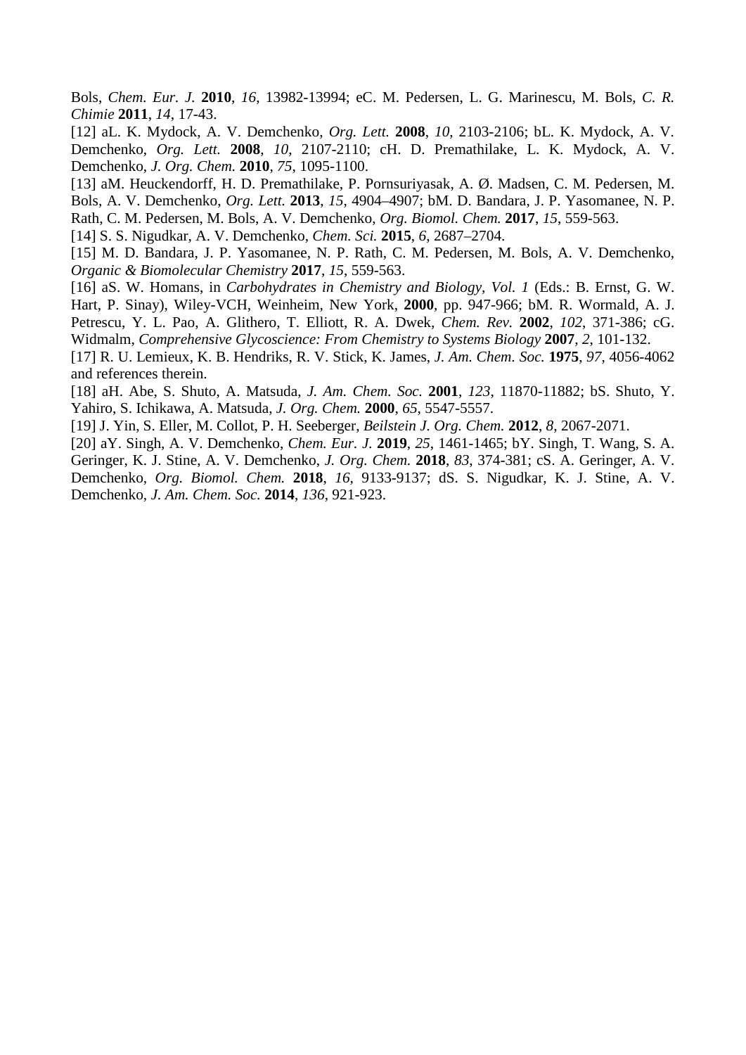Bols, *Chem. Eur. J.* **2010**, *16*, 13982-13994; eC. M. Pedersen, L. G. Marinescu, M. Bols, *C. R. Chimie* **2011**, *14*, 17-43.

[12] aL. K. Mydock, A. V. Demchenko, *Org. Lett.* **2008**, *10*, 2103-2106; bL. K. Mydock, A. V. Demchenko, *Org. Lett.* **2008**, *10*, 2107-2110; cH. D. Premathilake, L. K. Mydock, A. V. Demchenko, *J. Org. Chem.* **2010**, *75*, 1095-1100.

[13] aM. Heuckendorff, H. D. Premathilake, P. Pornsuriyasak, A. Ø. Madsen, C. M. Pedersen, M. Bols, A. V. Demchenko, *Org. Lett.* **2013**, *15*, 4904–4907; bM. D. Bandara, J. P. Yasomanee, N. P. Rath, C. M. Pedersen, M. Bols, A. V. Demchenko, *Org. Biomol. Chem.* **2017**, *15*, 559-563.

[14] S. S. Nigudkar, A. V. Demchenko, *Chem. Sci.* **2015**, *6*, 2687–2704.

[15] M. D. Bandara, J. P. Yasomanee, N. P. Rath, C. M. Pedersen, M. Bols, A. V. Demchenko, *Organic & Biomolecular Chemistry* **2017**, *15*, 559-563.

[16] aS. W. Homans, in *Carbohydrates in Chemistry and Biology, Vol. 1* (Eds.: B. Ernst, G. W. Hart, P. Sinay), Wiley-VCH, Weinheim, New York, **2000**, pp. 947-966; bM. R. Wormald, A. J. Petrescu, Y. L. Pao, A. Glithero, T. Elliott, R. A. Dwek, *Chem. Rev.* **2002**, *102*, 371-386; cG. Widmalm, *Comprehensive Glycoscience: From Chemistry to Systems Biology* **2007**, *2*, 101-132.

[17] R. U. Lemieux, K. B. Hendriks, R. V. Stick, K. James, *J. Am. Chem. Soc.* **1975**, *97*, 4056-4062 and references therein.

[18] aH. Abe, S. Shuto, A. Matsuda, *J. Am. Chem. Soc.* **2001**, *123*, 11870-11882; bS. Shuto, Y. Yahiro, S. Ichikawa, A. Matsuda, *J. Org. Chem.* **2000**, *65*, 5547-5557.

[19] J. Yin, S. Eller, M. Collot, P. H. Seeberger, *Beilstein J. Org. Chem.* **2012**, *8*, 2067-2071.

[20] aY. Singh, A. V. Demchenko, *Chem. Eur. J.* **2019**, *25*, 1461-1465; bY. Singh, T. Wang, S. A. Geringer, K. J. Stine, A. V. Demchenko, *J. Org. Chem.* **2018**, *83*, 374-381; cS. A. Geringer, A. V. Demchenko, *Org. Biomol. Chem.* **2018**, *16*, 9133-9137; dS. S. Nigudkar, K. J. Stine, A. V. Demchenko, *J. Am. Chem. Soc.* **2014**, *136*, 921-923.